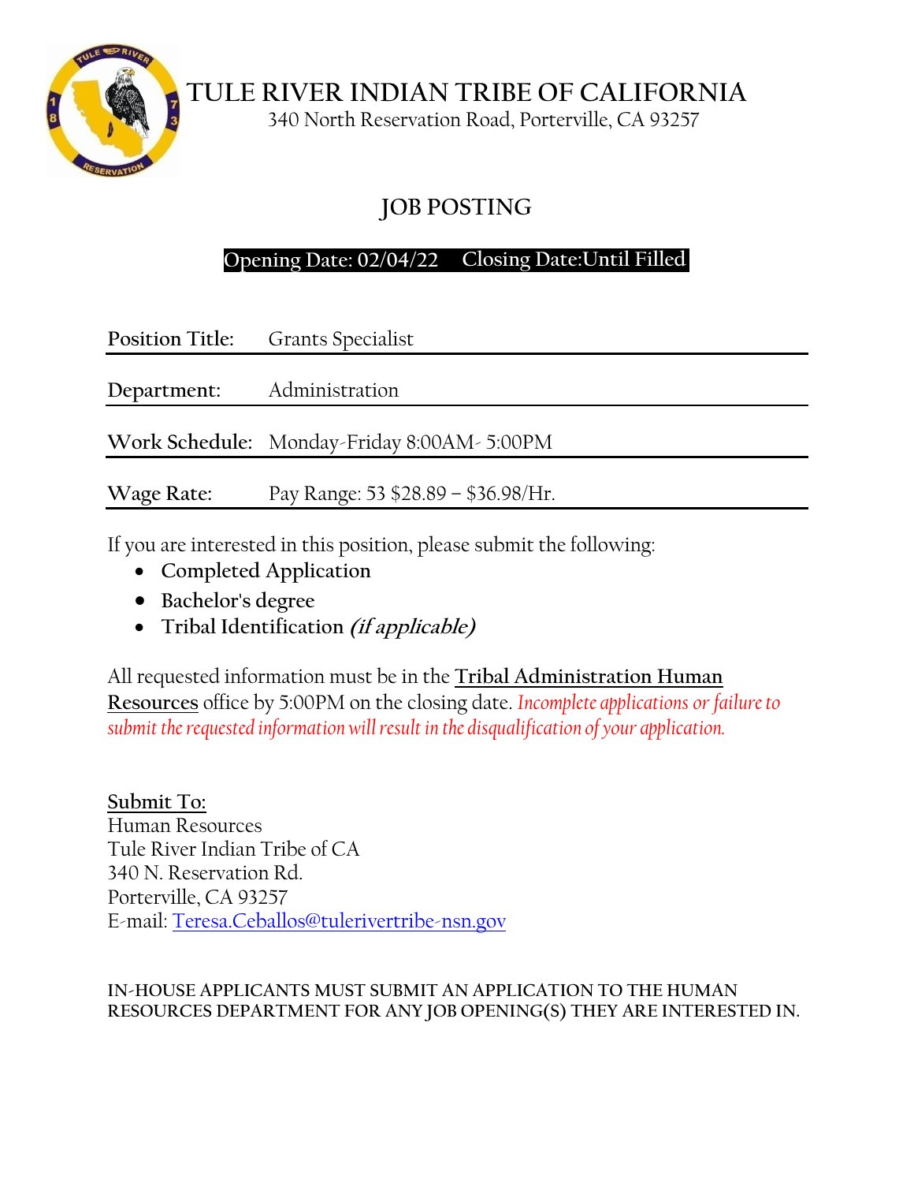# TULE RIVER INDIAN TRIBE OF CALIFORNIA

340 North Reservation Road, Porterville, CA 93257

## JOB POSTING

**Opening Date: 02/04/22 Closing Date:Until Filled**

| | |
|---|---|
| **Position Title:** | Grants Specialist |
| **Department:** | Administration |
| **Work Schedule:** | Monday-Friday 8:00AM- 5:00PM |
| **Wage Rate:** | Pay Range: 53 $28.89 – $36.98/Hr. |

If you are interested in this position, please submit the following:

- **Completed Application**
- **Bachelor's degree**
- **Tribal Identification** ***(if applicable)***

All requested information must be in the **Tribal Administration Human Resources** office by 5:00PM on the closing date. *Incomplete applications or failure to submit the requested information will result in the disqualification of your application.*

**Submit To:**
Human Resources
Tule River Indian Tribe of CA
340 N. Reservation Rd.
Porterville, CA 93257
E-mail: Teresa.Ceballos@tulerivertribe-nsn.gov

**IN-HOUSE APPLICANTS MUST SUBMIT AN APPLICATION TO THE HUMAN RESOURCES DEPARTMENT FOR ANY JOB OPENING(S) THEY ARE INTERESTED IN.**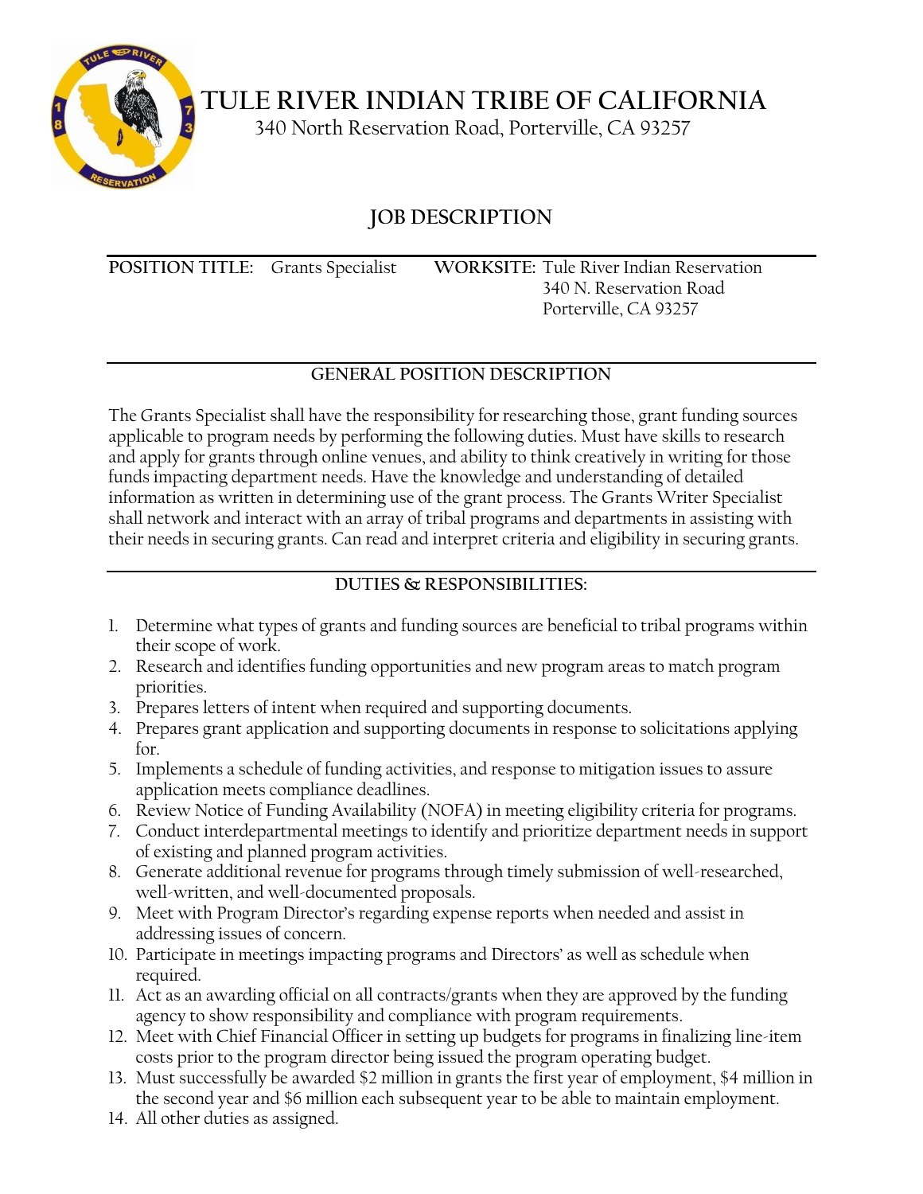# TULE RIVER INDIAN TRIBE OF CALIFORNIA

340 North Reservation Road, Porterville, CA 93257

## JOB DESCRIPTION

**POSITION TITLE:** Grants Specialist **WORKSITE:** Tule River Indian Reservation
340 N. Reservation Road
Porterville, CA 93257

### GENERAL POSITION DESCRIPTION

The Grants Specialist shall have the responsibility for researching those, grant funding sources applicable to program needs by performing the following duties. Must have skills to research and apply for grants through online venues, and ability to think creatively in writing for those funds impacting department needs. Have the knowledge and understanding of detailed information as written in determining use of the grant process. The Grants Writer Specialist shall network and interact with an array of tribal programs and departments in assisting with their needs in securing grants. Can read and interpret criteria and eligibility in securing grants.

### DUTIES & RESPONSIBILITIES:

1. Determine what types of grants and funding sources are beneficial to tribal programs within their scope of work.
2. Research and identifies funding opportunities and new program areas to match program priorities.
3. Prepares letters of intent when required and supporting documents.
4. Prepares grant application and supporting documents in response to solicitations applying for.
5. Implements a schedule of funding activities, and response to mitigation issues to assure application meets compliance deadlines.
6. Review Notice of Funding Availability (NOFA) in meeting eligibility criteria for programs.
7. Conduct interdepartmental meetings to identify and prioritize department needs in support of existing and planned program activities.
8. Generate additional revenue for programs through timely submission of well-researched, well-written, and well-documented proposals.
9. Meet with Program Director's regarding expense reports when needed and assist in addressing issues of concern.
10. Participate in meetings impacting programs and Directors' as well as schedule when required.
11. Act as an awarding official on all contracts/grants when they are approved by the funding agency to show responsibility and compliance with program requirements.
12. Meet with Chief Financial Officer in setting up budgets for programs in finalizing line-item costs prior to the program director being issued the program operating budget.
13. Must successfully be awarded $2 million in grants the first year of employment, $4 million in the second year and $6 million each subsequent year to be able to maintain employment.
14. All other duties as assigned.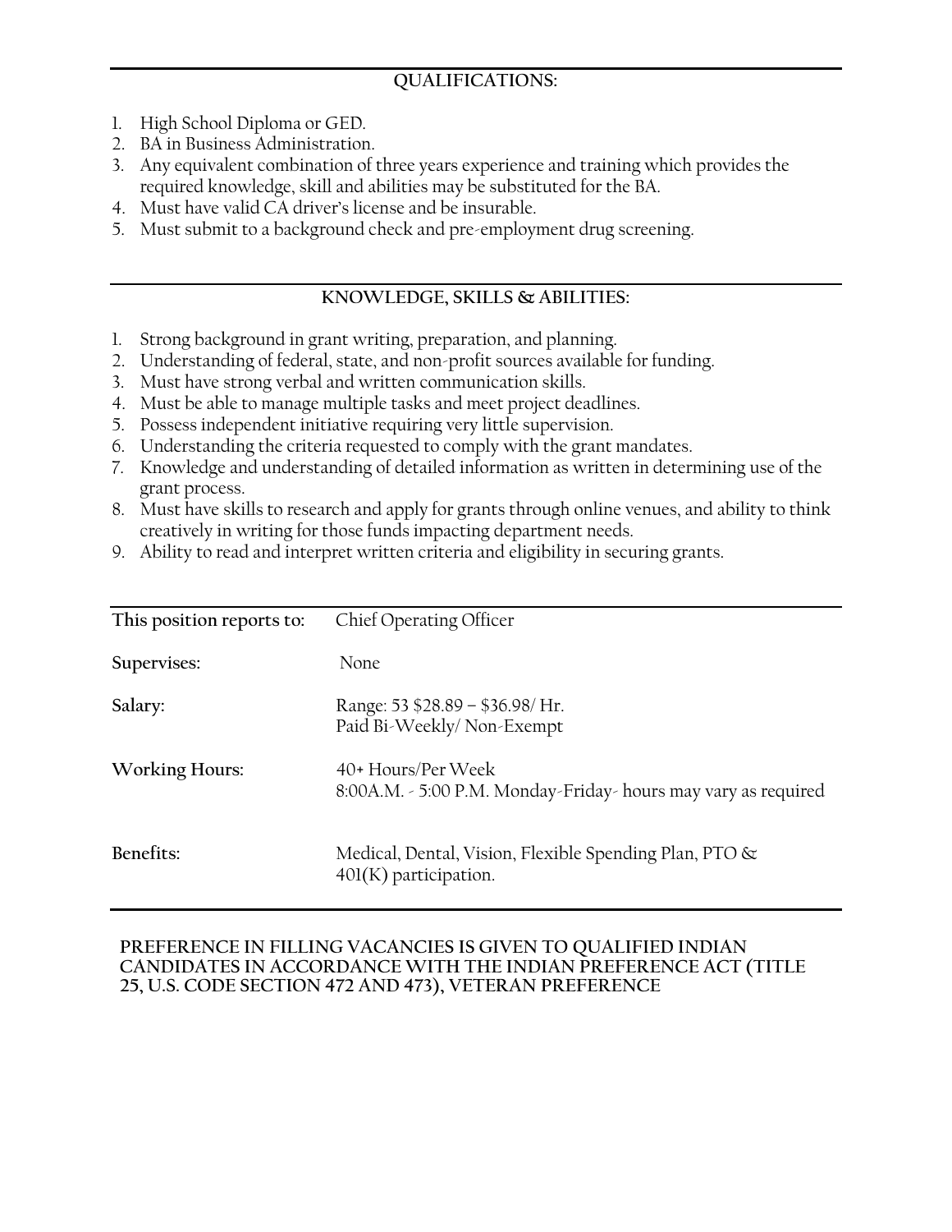## QUALIFICATIONS:

1. High School Diploma or GED.
2. BA in Business Administration.
3. Any equivalent combination of three years experience and training which provides the required knowledge, skill and abilities may be substituted for the BA.
4. Must have valid CA driver's license and be insurable.
5. Must submit to a background check and pre-employment drug screening.

## KNOWLEDGE, SKILLS & ABILITIES:

1. Strong background in grant writing, preparation, and planning.
2. Understanding of federal, state, and non-profit sources available for funding.
3. Must have strong verbal and written communication skills.
4. Must be able to manage multiple tasks and meet project deadlines.
5. Possess independent initiative requiring very little supervision.
6. Understanding the criteria requested to comply with the grant mandates.
7. Knowledge and understanding of detailed information as written in determining use of the grant process.
8. Must have skills to research and apply for grants through online venues, and ability to think creatively in writing for those funds impacting department needs.
9. Ability to read and interpret written criteria and eligibility in securing grants.

| | |
|---|---|
| **This position reports to:** | Chief Operating Officer |
| **Supervises:** | None |
| **Salary:** | Range: 53 $28.89 – $36.98/ Hr.<br>Paid Bi-Weekly/ Non-Exempt |
| **Working Hours:** | 40+ Hours/Per Week<br>8:00A.M. - 5:00 P.M. Monday-Friday- hours may vary as required |
| **Benefits:** | Medical, Dental, Vision, Flexible Spending Plan, PTO & 401(K) participation. |

**PREFERENCE IN FILLING VACANCIES IS GIVEN TO QUALIFIED INDIAN CANDIDATES IN ACCORDANCE WITH THE INDIAN PREFERENCE ACT (TITLE 25, U.S. CODE SECTION 472 AND 473), VETERAN PREFERENCE**